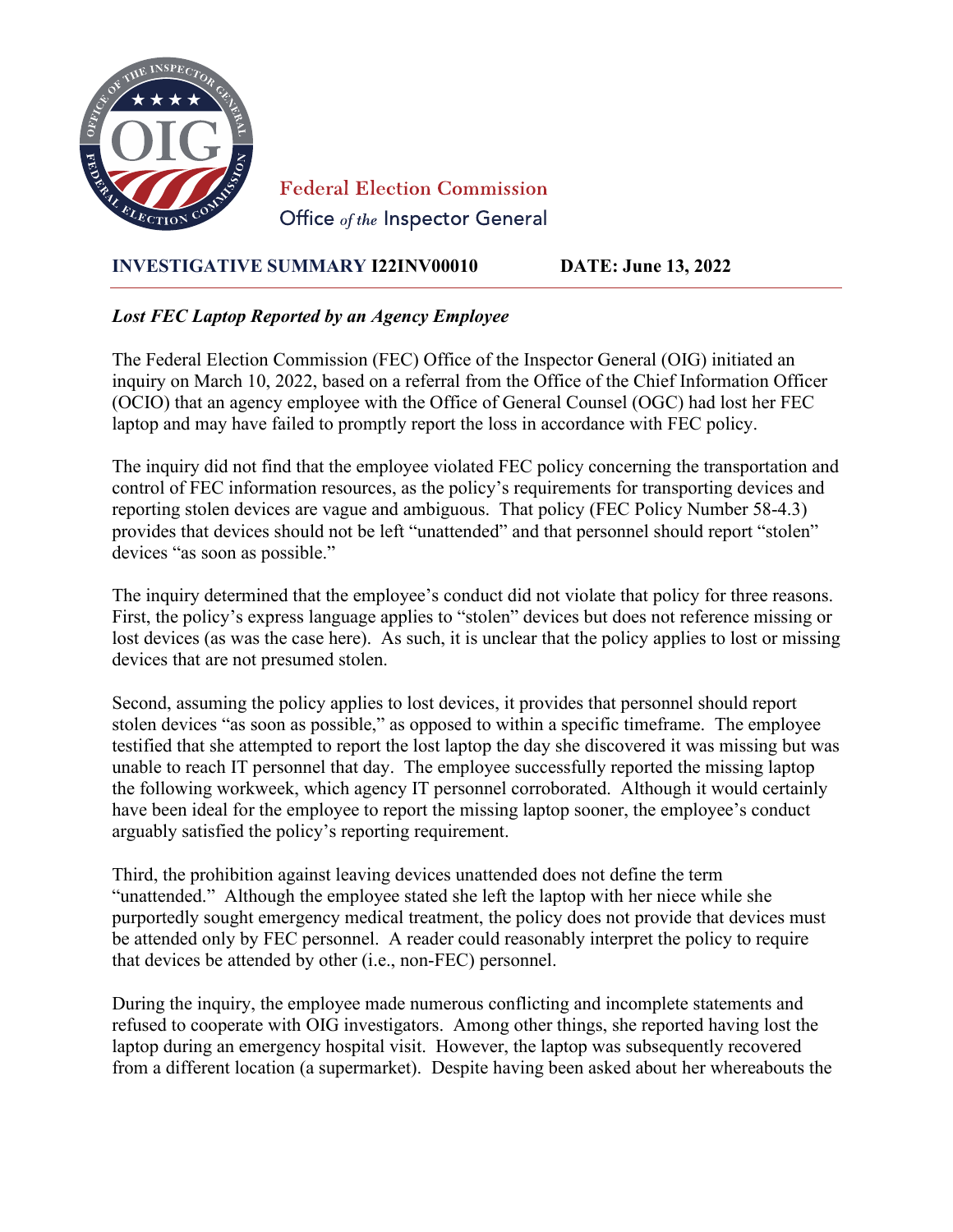Federal Election Commission
Office *of the* Inspector General

**INVESTIGATIVE SUMMARY I22INV00010** **DATE: June 13, 2022**

***Lost FEC Laptop Reported by an Agency Employee***

The Federal Election Commission (FEC) Office of the Inspector General (OIG) initiated an inquiry on March 10, 2022, based on a referral from the Office of the Chief Information Officer (OCIO) that an agency employee with the Office of General Counsel (OGC) had lost her FEC laptop and may have failed to promptly report the loss in accordance with FEC policy.

The inquiry did not find that the employee violated FEC policy concerning the transportation and control of FEC information resources, as the policy's requirements for transporting devices and reporting stolen devices are vague and ambiguous. That policy (FEC Policy Number 58-4.3) provides that devices should not be left "unattended" and that personnel should report "stolen" devices "as soon as possible."

The inquiry determined that the employee's conduct did not violate that policy for three reasons. First, the policy's express language applies to "stolen" devices but does not reference missing or lost devices (as was the case here). As such, it is unclear that the policy applies to lost or missing devices that are not presumed stolen.

Second, assuming the policy applies to lost devices, it provides that personnel should report stolen devices "as soon as possible," as opposed to within a specific timeframe. The employee testified that she attempted to report the lost laptop the day she discovered it was missing but was unable to reach IT personnel that day. The employee successfully reported the missing laptop the following workweek, which agency IT personnel corroborated. Although it would certainly have been ideal for the employee to report the missing laptop sooner, the employee's conduct arguably satisfied the policy's reporting requirement.

Third, the prohibition against leaving devices unattended does not define the term "unattended." Although the employee stated she left the laptop with her niece while she purportedly sought emergency medical treatment, the policy does not provide that devices must be attended only by FEC personnel. A reader could reasonably interpret the policy to require that devices be attended by other (i.e., non-FEC) personnel.

During the inquiry, the employee made numerous conflicting and incomplete statements and refused to cooperate with OIG investigators. Among other things, she reported having lost the laptop during an emergency hospital visit. However, the laptop was subsequently recovered from a different location (a supermarket). Despite having been asked about her whereabouts the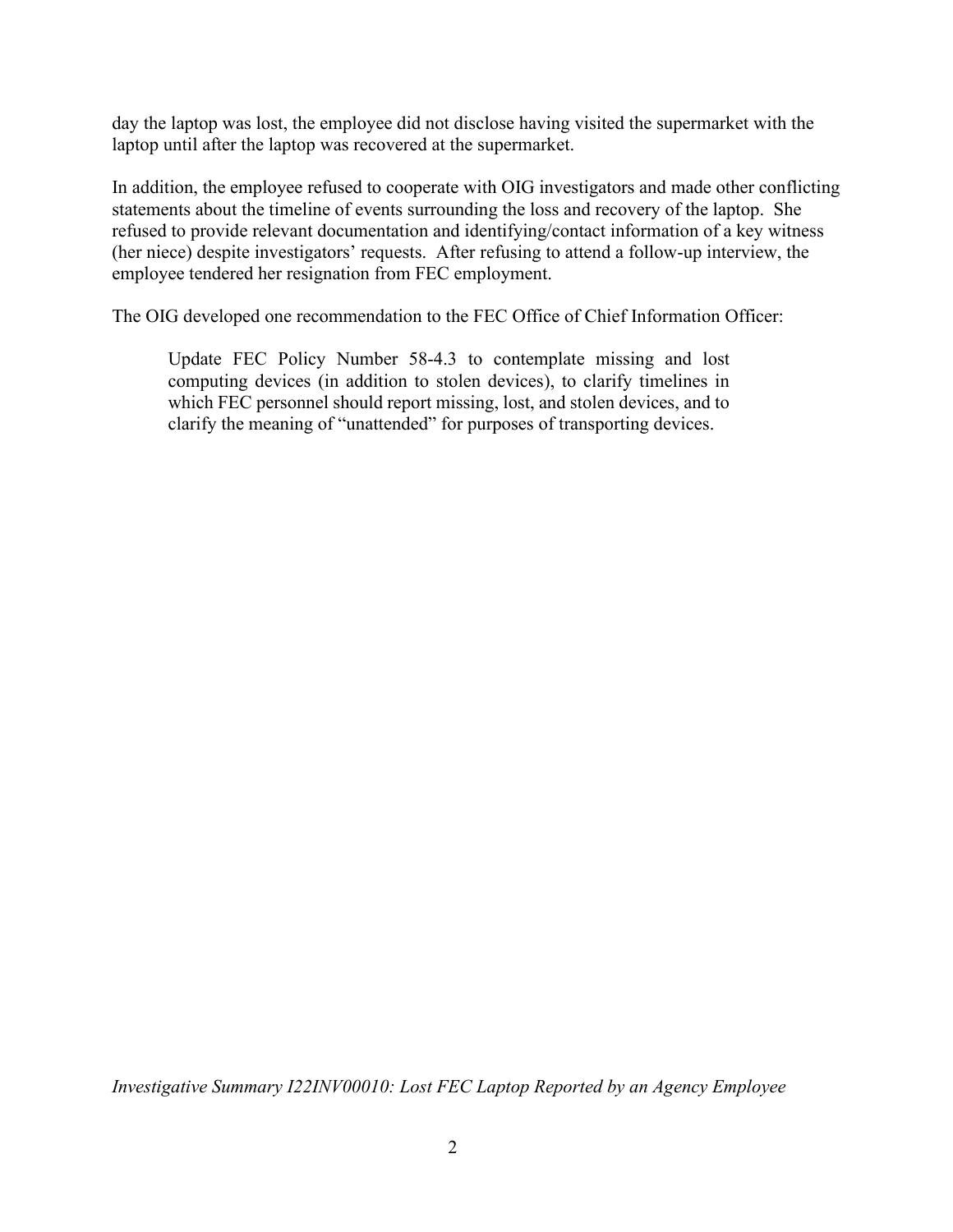day the laptop was lost, the employee did not disclose having visited the supermarket with the laptop until after the laptop was recovered at the supermarket.

In addition, the employee refused to cooperate with OIG investigators and made other conflicting statements about the timeline of events surrounding the loss and recovery of the laptop. She refused to provide relevant documentation and identifying/contact information of a key witness (her niece) despite investigators' requests. After refusing to attend a follow-up interview, the employee tendered her resignation from FEC employment.

The OIG developed one recommendation to the FEC Office of Chief Information Officer:

> Update FEC Policy Number 58-4.3 to contemplate missing and lost computing devices (in addition to stolen devices), to clarify timelines in which FEC personnel should report missing, lost, and stolen devices, and to clarify the meaning of "unattended" for purposes of transporting devices.